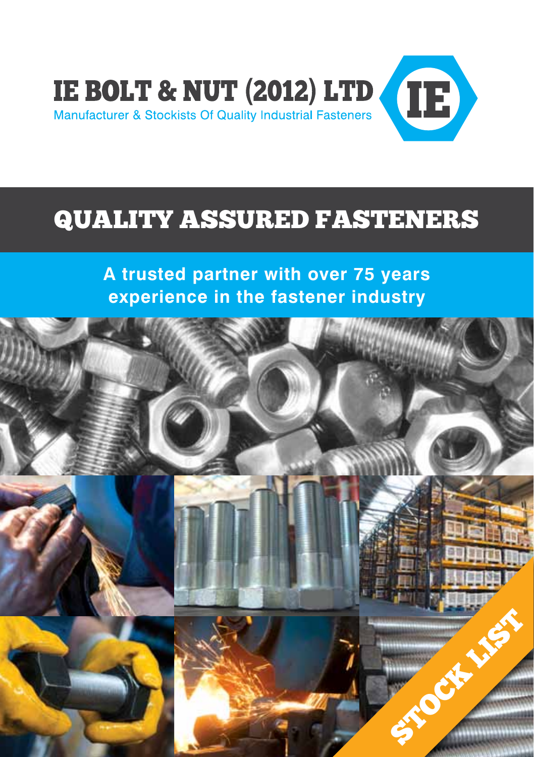# IE BOLT & NUT (2012) LTD

Manufacturer & Stockists Of Quality Industrial Fasteners

IE

## QUALITY ASSURED FASTENERS

**A trusted partner with over 75 years experience in the fastener industry**

STOCK LIST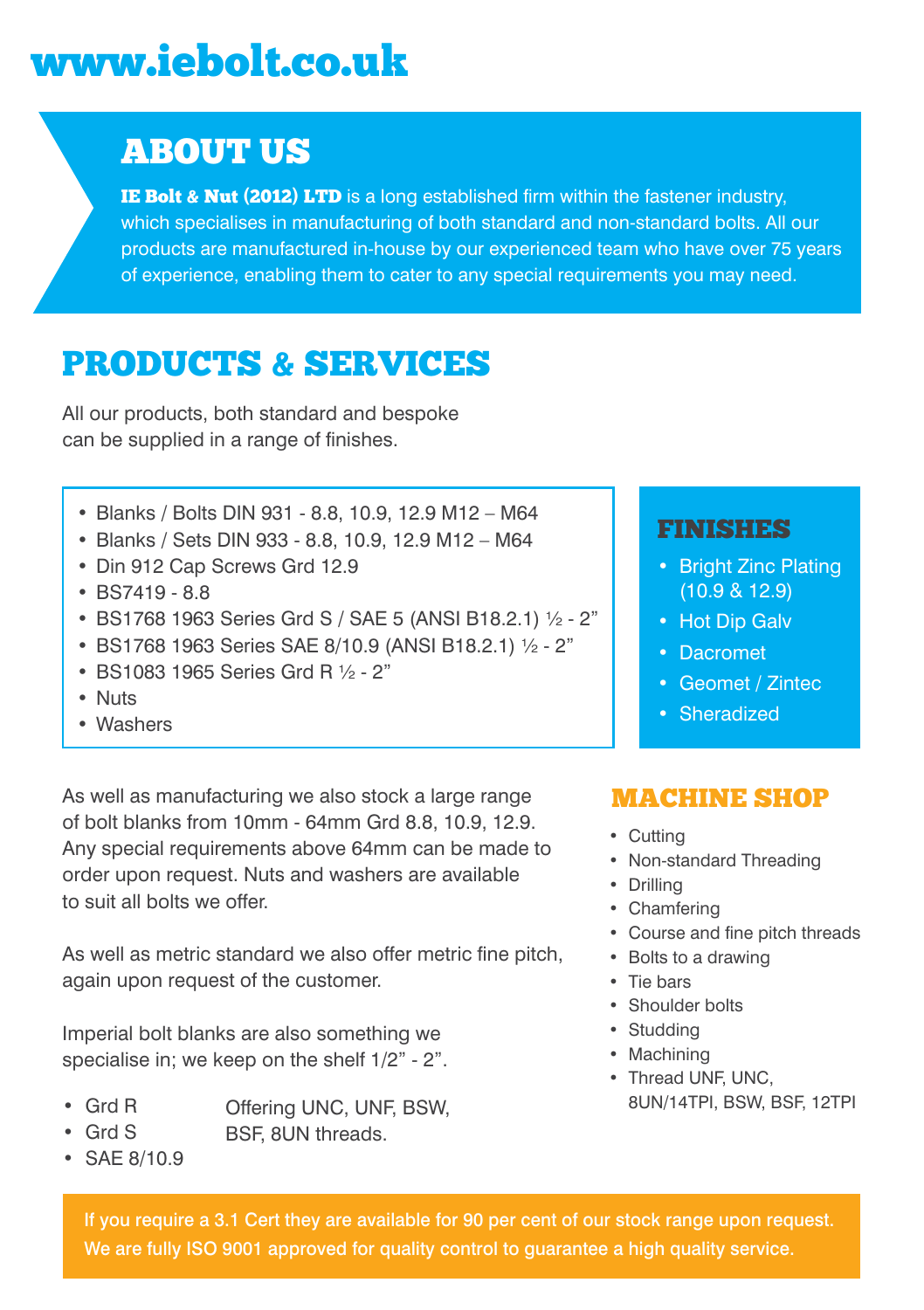# www.iebolt.co.uk

## ABOUT US

**IE Bolt & Nut (2012) LTD** is a long established firm within the fastener industry, which specialises in manufacturing of both standard and non-standard bolts. All our products are manufactured in-house by our experienced team who have over 75 years of experience, enabling them to cater to any special requirements you may need.

## PRODUCTS & SERVICES

All our products, both standard and bespoke can be supplied in a range of finishes.

- Blanks / Bolts DIN 931 - 8.8, 10.9, 12.9 M12 – M64
- Blanks / Sets DIN 933 - 8.8, 10.9, 12.9 M12 – M64
- Din 912 Cap Screws Grd 12.9
- BS7419 - 8.8
- BS1768 1963 Series Grd S / SAE 5 (ANSI B18.2.1) ½ - 2"
- BS1768 1963 Series SAE 8/10.9 (ANSI B18.2.1) ½ - 2"
- BS1083 1965 Series Grd R ½ - 2"
- Nuts
- Washers

### FINISHES

- Bright Zinc Plating (10.9 & 12.9)
- Hot Dip Galv
- Dacromet
- Geomet / Zintec
- Sheradized

As well as manufacturing we also stock a large range of bolt blanks from 10mm - 64mm Grd 8.8, 10.9, 12.9. Any special requirements above 64mm can be made to order upon request. Nuts and washers are available to suit all bolts we offer.

As well as metric standard we also offer metric fine pitch, again upon request of the customer.

Imperial bolt blanks are also something we specialise in; we keep on the shelf 1/2" - 2".

- Grd R
- Grd S
- SAE 8/10.9

Offering UNC, UNF, BSW, BSF, 8UN threads.

### MACHINE SHOP

- Cutting
- Non-standard Threading
- Drilling
- Chamfering
- Course and fine pitch threads
- Bolts to a drawing
- Tie bars
- Shoulder bolts
- Studding
- Machining
- Thread UNF, UNC, 8UN/14TPI, BSW, BSF, 12TPI

If you require a 3.1 Cert they are available for 90 per cent of our stock range upon request. We are fully ISO 9001 approved for quality control to guarantee a high quality service.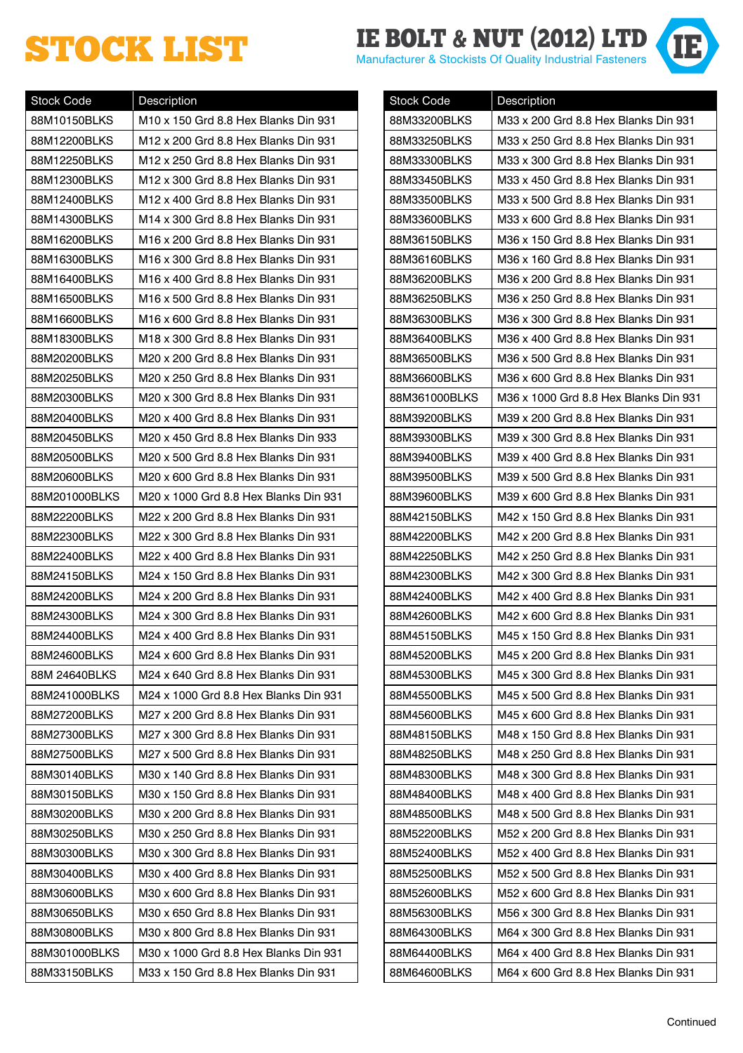# STOCK LIST

**IE BOLT & NUT (2012) LTD**
Manufacturer & Stockists Of Quality Industrial Fasteners

| Stock Code | Description |
|---|---|
| 88M10150BLKS | M10 x 150 Grd 8.8 Hex Blanks Din 931 |
| 88M12200BLKS | M12 x 200 Grd 8.8 Hex Blanks Din 931 |
| 88M12250BLKS | M12 x 250 Grd 8.8 Hex Blanks Din 931 |
| 88M12300BLKS | M12 x 300 Grd 8.8 Hex Blanks Din 931 |
| 88M12400BLKS | M12 x 400 Grd 8.8 Hex Blanks Din 931 |
| 88M14300BLKS | M14 x 300 Grd 8.8 Hex Blanks Din 931 |
| 88M16200BLKS | M16 x 200 Grd 8.8 Hex Blanks Din 931 |
| 88M16300BLKS | M16 x 300 Grd 8.8 Hex Blanks Din 931 |
| 88M16400BLKS | M16 x 400 Grd 8.8 Hex Blanks Din 931 |
| 88M16500BLKS | M16 x 500 Grd 8.8 Hex Blanks Din 931 |
| 88M16600BLKS | M16 x 600 Grd 8.8 Hex Blanks Din 931 |
| 88M18300BLKS | M18 x 300 Grd 8.8 Hex Blanks Din 931 |
| 88M20200BLKS | M20 x 200 Grd 8.8 Hex Blanks Din 931 |
| 88M20250BLKS | M20 x 250 Grd 8.8 Hex Blanks Din 931 |
| 88M20300BLKS | M20 x 300 Grd 8.8 Hex Blanks Din 931 |
| 88M20400BLKS | M20 x 400 Grd 8.8 Hex Blanks Din 931 |
| 88M20450BLKS | M20 x 450 Grd 8.8 Hex Blanks Din 933 |
| 88M20500BLKS | M20 x 500 Grd 8.8 Hex Blanks Din 931 |
| 88M20600BLKS | M20 x 600 Grd 8.8 Hex Blanks Din 931 |
| 88M201000BLKS | M20 x 1000 Grd 8.8 Hex Blanks Din 931 |
| 88M22200BLKS | M22 x 200 Grd 8.8 Hex Blanks Din 931 |
| 88M22300BLKS | M22 x 300 Grd 8.8 Hex Blanks Din 931 |
| 88M22400BLKS | M22 x 400 Grd 8.8 Hex Blanks Din 931 |
| 88M24150BLKS | M24 x 150 Grd 8.8 Hex Blanks Din 931 |
| 88M24200BLKS | M24 x 200 Grd 8.8 Hex Blanks Din 931 |
| 88M24300BLKS | M24 x 300 Grd 8.8 Hex Blanks Din 931 |
| 88M24400BLKS | M24 x 400 Grd 8.8 Hex Blanks Din 931 |
| 88M24600BLKS | M24 x 600 Grd 8.8 Hex Blanks Din 931 |
| 88M 24640BLKS | M24 x 640 Grd 8.8 Hex Blanks Din 931 |
| 88M241000BLKS | M24 x 1000 Grd 8.8 Hex Blanks Din 931 |
| 88M27200BLKS | M27 x 200 Grd 8.8 Hex Blanks Din 931 |
| 88M27300BLKS | M27 x 300 Grd 8.8 Hex Blanks Din 931 |
| 88M27500BLKS | M27 x 500 Grd 8.8 Hex Blanks Din 931 |
| 88M30140BLKS | M30 x 140 Grd 8.8 Hex Blanks Din 931 |
| 88M30150BLKS | M30 x 150 Grd 8.8 Hex Blanks Din 931 |
| 88M30200BLKS | M30 x 200 Grd 8.8 Hex Blanks Din 931 |
| 88M30250BLKS | M30 x 250 Grd 8.8 Hex Blanks Din 931 |
| 88M30300BLKS | M30 x 300 Grd 8.8 Hex Blanks Din 931 |
| 88M30400BLKS | M30 x 400 Grd 8.8 Hex Blanks Din 931 |
| 88M30600BLKS | M30 x 600 Grd 8.8 Hex Blanks Din 931 |
| 88M30650BLKS | M30 x 650 Grd 8.8 Hex Blanks Din 931 |
| 88M30800BLKS | M30 x 800 Grd 8.8 Hex Blanks Din 931 |
| 88M301000BLKS | M30 x 1000 Grd 8.8 Hex Blanks Din 931 |
| 88M33150BLKS | M33 x 150 Grd 8.8 Hex Blanks Din 931 |
| 88M33200BLKS | M33 x 200 Grd 8.8 Hex Blanks Din 931 |
| 88M33250BLKS | M33 x 250 Grd 8.8 Hex Blanks Din 931 |
| 88M33300BLKS | M33 x 300 Grd 8.8 Hex Blanks Din 931 |
| 88M33450BLKS | M33 x 450 Grd 8.8 Hex Blanks Din 931 |
| 88M33500BLKS | M33 x 500 Grd 8.8 Hex Blanks Din 931 |
| 88M33600BLKS | M33 x 600 Grd 8.8 Hex Blanks Din 931 |
| 88M36150BLKS | M36 x 150 Grd 8.8 Hex Blanks Din 931 |
| 88M36160BLKS | M36 x 160 Grd 8.8 Hex Blanks Din 931 |
| 88M36200BLKS | M36 x 200 Grd 8.8 Hex Blanks Din 931 |
| 88M36250BLKS | M36 x 250 Grd 8.8 Hex Blanks Din 931 |
| 88M36300BLKS | M36 x 300 Grd 8.8 Hex Blanks Din 931 |
| 88M36400BLKS | M36 x 400 Grd 8.8 Hex Blanks Din 931 |
| 88M36500BLKS | M36 x 500 Grd 8.8 Hex Blanks Din 931 |
| 88M36600BLKS | M36 x 600 Grd 8.8 Hex Blanks Din 931 |
| 88M361000BLKS | M36 x 1000 Grd 8.8 Hex Blanks Din 931 |
| 88M39200BLKS | M39 x 200 Grd 8.8 Hex Blanks Din 931 |
| 88M39300BLKS | M39 x 300 Grd 8.8 Hex Blanks Din 931 |
| 88M39400BLKS | M39 x 400 Grd 8.8 Hex Blanks Din 931 |
| 88M39500BLKS | M39 x 500 Grd 8.8 Hex Blanks Din 931 |
| 88M39600BLKS | M39 x 600 Grd 8.8 Hex Blanks Din 931 |
| 88M42150BLKS | M42 x 150 Grd 8.8 Hex Blanks Din 931 |
| 88M42200BLKS | M42 x 200 Grd 8.8 Hex Blanks Din 931 |
| 88M42250BLKS | M42 x 250 Grd 8.8 Hex Blanks Din 931 |
| 88M42300BLKS | M42 x 300 Grd 8.8 Hex Blanks Din 931 |
| 88M42400BLKS | M42 x 400 Grd 8.8 Hex Blanks Din 931 |
| 88M42600BLKS | M42 x 600 Grd 8.8 Hex Blanks Din 931 |
| 88M45150BLKS | M45 x 150 Grd 8.8 Hex Blanks Din 931 |
| 88M45200BLKS | M45 x 200 Grd 8.8 Hex Blanks Din 931 |
| 88M45300BLKS | M45 x 300 Grd 8.8 Hex Blanks Din 931 |
| 88M45500BLKS | M45 x 500 Grd 8.8 Hex Blanks Din 931 |
| 88M45600BLKS | M45 x 600 Grd 8.8 Hex Blanks Din 931 |
| 88M48150BLKS | M48 x 150 Grd 8.8 Hex Blanks Din 931 |
| 88M48250BLKS | M48 x 250 Grd 8.8 Hex Blanks Din 931 |
| 88M48300BLKS | M48 x 300 Grd 8.8 Hex Blanks Din 931 |
| 88M48400BLKS | M48 x 400 Grd 8.8 Hex Blanks Din 931 |
| 88M48500BLKS | M48 x 500 Grd 8.8 Hex Blanks Din 931 |
| 88M52200BLKS | M52 x 200 Grd 8.8 Hex Blanks Din 931 |
| 88M52400BLKS | M52 x 400 Grd 8.8 Hex Blanks Din 931 |
| 88M52500BLKS | M52 x 500 Grd 8.8 Hex Blanks Din 931 |
| 88M52600BLKS | M52 x 600 Grd 8.8 Hex Blanks Din 931 |
| 88M56300BLKS | M56 x 300 Grd 8.8 Hex Blanks Din 931 |
| 88M64300BLKS | M64 x 300 Grd 8.8 Hex Blanks Din 931 |
| 88M64400BLKS | M64 x 400 Grd 8.8 Hex Blanks Din 931 |
| 88M64600BLKS | M64 x 600 Grd 8.8 Hex Blanks Din 931 |

Continued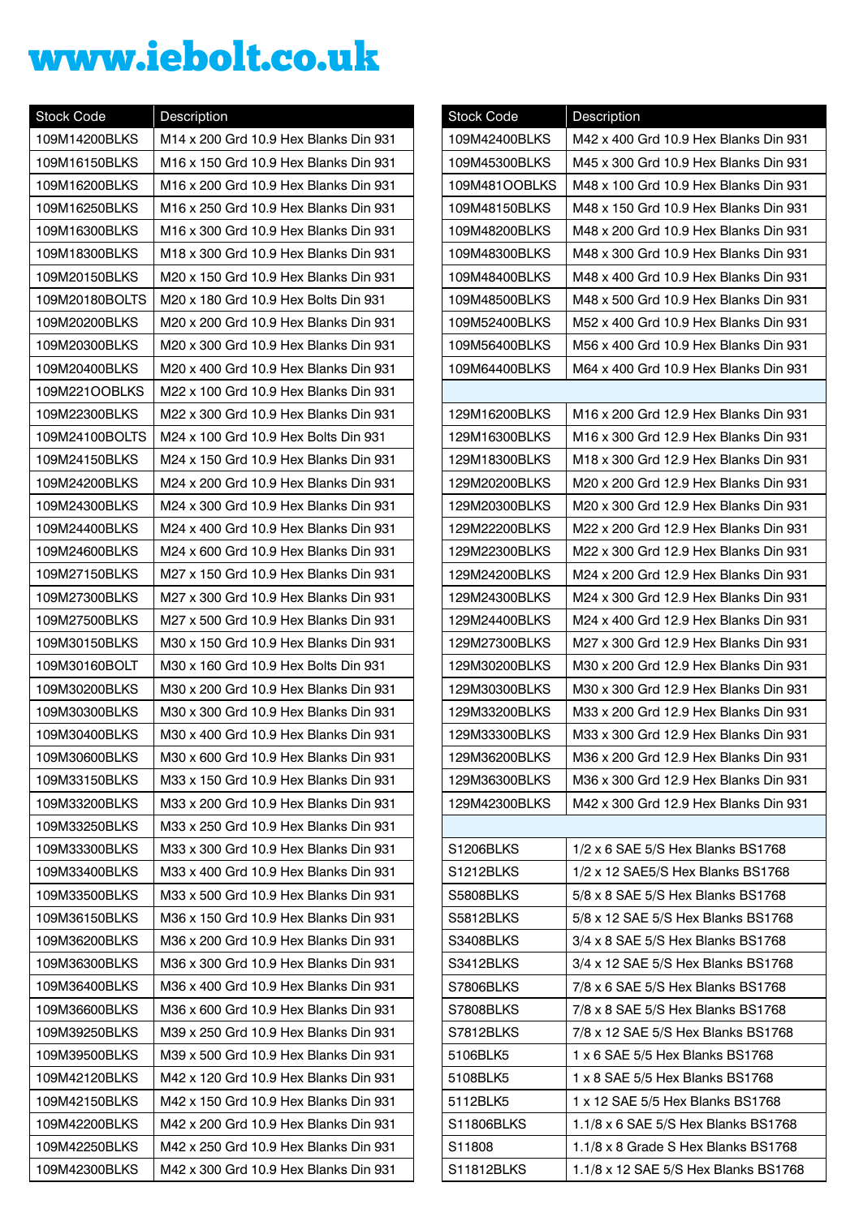# www.iebolt.co.uk

| Stock Code | Description |
|---|---|
| 109M14200BLKS | M14 x 200 Grd 10.9 Hex Blanks Din 931 |
| 109M16150BLKS | M16 x 150 Grd 10.9 Hex Blanks Din 931 |
| 109M16200BLKS | M16 x 200 Grd 10.9 Hex Blanks Din 931 |
| 109M16250BLKS | M16 x 250 Grd 10.9 Hex Blanks Din 931 |
| 109M16300BLKS | M16 x 300 Grd 10.9 Hex Blanks Din 931 |
| 109M18300BLKS | M18 x 300 Grd 10.9 Hex Blanks Din 931 |
| 109M20150BLKS | M20 x 150 Grd 10.9 Hex Blanks Din 931 |
| 109M20180BOLTS | M20 x 180 Grd 10.9 Hex Bolts Din 931 |
| 109M20200BLKS | M20 x 200 Grd 10.9 Hex Blanks Din 931 |
| 109M20300BLKS | M20 x 300 Grd 10.9 Hex Blanks Din 931 |
| 109M20400BLKS | M20 x 400 Grd 10.9 Hex Blanks Din 931 |
| 109M221OOBLKS | M22 x 100 Grd 10.9 Hex Blanks Din 931 |
| 109M22300BLKS | M22 x 300 Grd 10.9 Hex Blanks Din 931 |
| 109M24100BOLTS | M24 x 100 Grd 10.9 Hex Bolts Din 931 |
| 109M24150BLKS | M24 x 150 Grd 10.9 Hex Blanks Din 931 |
| 109M24200BLKS | M24 x 200 Grd 10.9 Hex Blanks Din 931 |
| 109M24300BLKS | M24 x 300 Grd 10.9 Hex Blanks Din 931 |
| 109M24400BLKS | M24 x 400 Grd 10.9 Hex Blanks Din 931 |
| 109M24600BLKS | M24 x 600 Grd 10.9 Hex Blanks Din 931 |
| 109M27150BLKS | M27 x 150 Grd 10.9 Hex Blanks Din 931 |
| 109M27300BLKS | M27 x 300 Grd 10.9 Hex Blanks Din 931 |
| 109M27500BLKS | M27 x 500 Grd 10.9 Hex Blanks Din 931 |
| 109M30150BLKS | M30 x 150 Grd 10.9 Hex Blanks Din 931 |
| 109M30160BOLT | M30 x 160 Grd 10.9 Hex Bolts Din 931 |
| 109M30200BLKS | M30 x 200 Grd 10.9 Hex Blanks Din 931 |
| 109M30300BLKS | M30 x 300 Grd 10.9 Hex Blanks Din 931 |
| 109M30400BLKS | M30 x 400 Grd 10.9 Hex Blanks Din 931 |
| 109M30600BLKS | M30 x 600 Grd 10.9 Hex Blanks Din 931 |
| 109M33150BLKS | M33 x 150 Grd 10.9 Hex Blanks Din 931 |
| 109M33200BLKS | M33 x 200 Grd 10.9 Hex Blanks Din 931 |
| 109M33250BLKS | M33 x 250 Grd 10.9 Hex Blanks Din 931 |
| 109M33300BLKS | M33 x 300 Grd 10.9 Hex Blanks Din 931 |
| 109M33400BLKS | M33 x 400 Grd 10.9 Hex Blanks Din 931 |
| 109M33500BLKS | M33 x 500 Grd 10.9 Hex Blanks Din 931 |
| 109M36150BLKS | M36 x 150 Grd 10.9 Hex Blanks Din 931 |
| 109M36200BLKS | M36 x 200 Grd 10.9 Hex Blanks Din 931 |
| 109M36300BLKS | M36 x 300 Grd 10.9 Hex Blanks Din 931 |
| 109M36400BLKS | M36 x 400 Grd 10.9 Hex Blanks Din 931 |
| 109M36600BLKS | M36 x 600 Grd 10.9 Hex Blanks Din 931 |
| 109M39250BLKS | M39 x 250 Grd 10.9 Hex Blanks Din 931 |
| 109M39500BLKS | M39 x 500 Grd 10.9 Hex Blanks Din 931 |
| 109M42120BLKS | M42 x 120 Grd 10.9 Hex Blanks Din 931 |
| 109M42150BLKS | M42 x 150 Grd 10.9 Hex Blanks Din 931 |
| 109M42200BLKS | M42 x 200 Grd 10.9 Hex Blanks Din 931 |
| 109M42250BLKS | M42 x 250 Grd 10.9 Hex Blanks Din 931 |
| 109M42300BLKS | M42 x 300 Grd 10.9 Hex Blanks Din 931 |

| Stock Code | Description |
|---|---|
| 109M42400BLKS | M42 x 400 Grd 10.9 Hex Blanks Din 931 |
| 109M45300BLKS | M45 x 300 Grd 10.9 Hex Blanks Din 931 |
| 109M481OOBLKS | M48 x 100 Grd 10.9 Hex Blanks Din 931 |
| 109M48150BLKS | M48 x 150 Grd 10.9 Hex Blanks Din 931 |
| 109M48200BLKS | M48 x 200 Grd 10.9 Hex Blanks Din 931 |
| 109M48300BLKS | M48 x 300 Grd 10.9 Hex Blanks Din 931 |
| 109M48400BLKS | M48 x 400 Grd 10.9 Hex Blanks Din 931 |
| 109M48500BLKS | M48 x 500 Grd 10.9 Hex Blanks Din 931 |
| 109M52400BLKS | M52 x 400 Grd 10.9 Hex Blanks Din 931 |
| 109M56400BLKS | M56 x 400 Grd 10.9 Hex Blanks Din 931 |
| 109M64400BLKS | M64 x 400 Grd 10.9 Hex Blanks Din 931 |
| | |
| 129M16200BLKS | M16 x 200 Grd 12.9 Hex Blanks Din 931 |
| 129M16300BLKS | M16 x 300 Grd 12.9 Hex Blanks Din 931 |
| 129M18300BLKS | M18 x 300 Grd 12.9 Hex Blanks Din 931 |
| 129M20200BLKS | M20 x 200 Grd 12.9 Hex Blanks Din 931 |
| 129M20300BLKS | M20 x 300 Grd 12.9 Hex Blanks Din 931 |
| 129M22200BLKS | M22 x 200 Grd 12.9 Hex Blanks Din 931 |
| 129M22300BLKS | M22 x 300 Grd 12.9 Hex Blanks Din 931 |
| 129M24200BLKS | M24 x 200 Grd 12.9 Hex Blanks Din 931 |
| 129M24300BLKS | M24 x 300 Grd 12.9 Hex Blanks Din 931 |
| 129M24400BLKS | M24 x 400 Grd 12.9 Hex Blanks Din 931 |
| 129M27300BLKS | M27 x 300 Grd 12.9 Hex Blanks Din 931 |
| 129M30200BLKS | M30 x 200 Grd 12.9 Hex Blanks Din 931 |
| 129M30300BLKS | M30 x 300 Grd 12.9 Hex Blanks Din 931 |
| 129M33200BLKS | M33 x 200 Grd 12.9 Hex Blanks Din 931 |
| 129M33300BLKS | M33 x 300 Grd 12.9 Hex Blanks Din 931 |
| 129M36200BLKS | M36 x 200 Grd 12.9 Hex Blanks Din 931 |
| 129M36300BLKS | M36 x 300 Grd 12.9 Hex Blanks Din 931 |
| 129M42300BLKS | M42 x 300 Grd 12.9 Hex Blanks Din 931 |
| | |
| S1206BLKS | 1/2 x 6 SAE 5/S Hex Blanks BS1768 |
| S1212BLKS | 1/2 x 12 SAE5/S Hex Blanks BS1768 |
| S5808BLKS | 5/8 x 8 SAE 5/S Hex Blanks BS1768 |
| S5812BLKS | 5/8 x 12 SAE 5/S Hex Blanks BS1768 |
| S3408BLKS | 3/4 x 8 SAE 5/S Hex Blanks BS1768 |
| S3412BLKS | 3/4 x 12 SAE 5/S Hex Blanks BS1768 |
| S7806BLKS | 7/8 x 6 SAE 5/S Hex Blanks BS1768 |
| S7808BLKS | 7/8 x 8 SAE 5/S Hex Blanks BS1768 |
| S7812BLKS | 7/8 x 12 SAE 5/S Hex Blanks BS1768 |
| 5106BLK5 | 1 x 6 SAE 5/5 Hex Blanks BS1768 |
| 5108BLK5 | 1 x 8 SAE 5/5 Hex Blanks BS1768 |
| 5112BLK5 | 1 x 12 SAE 5/5 Hex Blanks BS1768 |
| S11806BLKS | 1.1/8 x 6 SAE 5/S Hex Blanks BS1768 |
| S11808 | 1.1/8 x 8 Grade S Hex Blanks BS1768 |
| S11812BLKS | 1.1/8 x 12 SAE 5/S Hex Blanks BS1768 |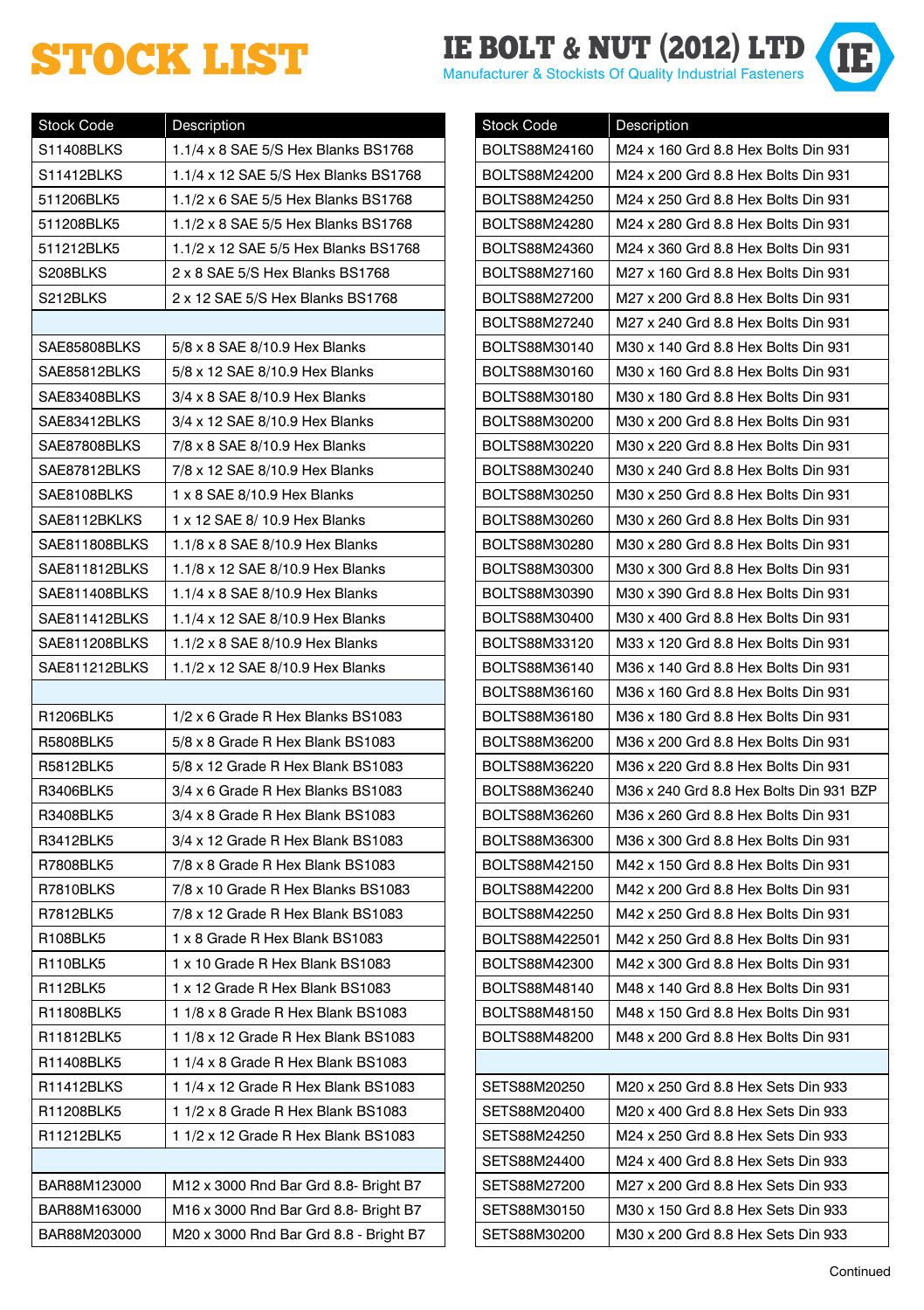# STOCK LIST

**IE BOLT & NUT (2012) LTD**
Manufacturer & Stockists Of Quality Industrial Fasteners

| Stock Code | Description |
|---|---|
| S11408BLKS | 1.1/4 x 8 SAE 5/S Hex Blanks BS1768 |
| S11412BLKS | 1.1/4 x 12 SAE 5/S Hex Blanks BS1768 |
| 511206BLK5 | 1.1/2 x 6 SAE 5/5 Hex Blanks BS1768 |
| 511208BLK5 | 1.1/2 x 8 SAE 5/5 Hex Blanks BS1768 |
| 511212BLK5 | 1.1/2 x 12 SAE 5/5 Hex Blanks BS1768 |
| S208BLKS | 2 x 8 SAE 5/S Hex Blanks BS1768 |
| S212BLKS | 2 x 12 SAE 5/S Hex Blanks BS1768 |
| | |
| SAE85808BLKS | 5/8 x 8 SAE 8/10.9 Hex Blanks |
| SAE85812BLKS | 5/8 x 12 SAE 8/10.9 Hex Blanks |
| SAE83408BLKS | 3/4 x 8 SAE 8/10.9 Hex Blanks |
| SAE83412BLKS | 3/4 x 12 SAE 8/10.9 Hex Blanks |
| SAE87808BLKS | 7/8 x 8 SAE 8/10.9 Hex Blanks |
| SAE87812BLKS | 7/8 x 12 SAE 8/10.9 Hex Blanks |
| SAE8108BLKS | 1 x 8 SAE 8/10.9 Hex Blanks |
| SAE8112BKLKS | 1 x 12 SAE 8/ 10.9 Hex Blanks |
| SAE811808BLKS | 1.1/8 x 8 SAE 8/10.9 Hex Blanks |
| SAE811812BLKS | 1.1/8 x 12 SAE 8/10.9 Hex Blanks |
| SAE811408BLKS | 1.1/4 x 8 SAE 8/10.9 Hex Blanks |
| SAE811412BLKS | 1.1/4 x 12 SAE 8/10.9 Hex Blanks |
| SAE811208BLKS | 1.1/2 x 8 SAE 8/10.9 Hex Blanks |
| SAE811212BLKS | 1.1/2 x 12 SAE 8/10.9 Hex Blanks |
| | |
| R1206BLK5 | 1/2 x 6 Grade R Hex Blanks BS1083 |
| R5808BLK5 | 5/8 x 8 Grade R Hex Blank BS1083 |
| R5812BLK5 | 5/8 x 12 Grade R Hex Blank BS1083 |
| R3406BLK5 | 3/4 x 6 Grade R Hex Blanks BS1083 |
| R3408BLK5 | 3/4 x 8 Grade R Hex Blank BS1083 |
| R3412BLK5 | 3/4 x 12 Grade R Hex Blank BS1083 |
| R7808BLK5 | 7/8 x 8 Grade R Hex Blank BS1083 |
| R7810BLKS | 7/8 x 10 Grade R Hex Blanks BS1083 |
| R7812BLK5 | 7/8 x 12 Grade R Hex Blank BS1083 |
| R108BLK5 | 1 x 8 Grade R Hex Blank BS1083 |
| R110BLK5 | 1 x 10 Grade R Hex Blank BS1083 |
| R112BLK5 | 1 x 12 Grade R Hex Blank BS1083 |
| R11808BLK5 | 1 1/8 x 8 Grade R Hex Blank BS1083 |
| R11812BLK5 | 1 1/8 x 12 Grade R Hex Blank BS1083 |
| R11408BLK5 | 1 1/4 x 8 Grade R Hex Blank BS1083 |
| R11412BLKS | 1 1/4 x 12 Grade R Hex Blank BS1083 |
| R11208BLK5 | 1 1/2 x 8 Grade R Hex Blank BS1083 |
| R11212BLK5 | 1 1/2 x 12 Grade R Hex Blank BS1083 |
| | |
| BAR88M123000 | M12 x 3000 Rnd Bar Grd 8.8- Bright B7 |
| BAR88M163000 | M16 x 3000 Rnd Bar Grd 8.8- Bright B7 |
| BAR88M203000 | M20 x 3000 Rnd Bar Grd 8.8 - Bright B7 |

| Stock Code | Description |
|---|---|
| BOLTS88M24160 | M24 x 160 Grd 8.8 Hex Bolts Din 931 |
| BOLTS88M24200 | M24 x 200 Grd 8.8 Hex Bolts Din 931 |
| BOLTS88M24250 | M24 x 250 Grd 8.8 Hex Bolts Din 931 |
| BOLTS88M24280 | M24 x 280 Grd 8.8 Hex Bolts Din 931 |
| BOLTS88M24360 | M24 x 360 Grd 8.8 Hex Bolts Din 931 |
| BOLTS88M27160 | M27 x 160 Grd 8.8 Hex Bolts Din 931 |
| BOLTS88M27200 | M27 x 200 Grd 8.8 Hex Bolts Din 931 |
| BOLTS88M27240 | M27 x 240 Grd 8.8 Hex Bolts Din 931 |
| BOLTS88M30140 | M30 x 140 Grd 8.8 Hex Bolts Din 931 |
| BOLTS88M30160 | M30 x 160 Grd 8.8 Hex Bolts Din 931 |
| BOLTS88M30180 | M30 x 180 Grd 8.8 Hex Bolts Din 931 |
| BOLTS88M30200 | M30 x 200 Grd 8.8 Hex Bolts Din 931 |
| BOLTS88M30220 | M30 x 220 Grd 8.8 Hex Bolts Din 931 |
| BOLTS88M30240 | M30 x 240 Grd 8.8 Hex Bolts Din 931 |
| BOLTS88M30250 | M30 x 250 Grd 8.8 Hex Bolts Din 931 |
| BOLTS88M30260 | M30 x 260 Grd 8.8 Hex Bolts Din 931 |
| BOLTS88M30280 | M30 x 280 Grd 8.8 Hex Bolts Din 931 |
| BOLTS88M30300 | M30 x 300 Grd 8.8 Hex Bolts Din 931 |
| BOLTS88M30390 | M30 x 390 Grd 8.8 Hex Bolts Din 931 |
| BOLTS88M30400 | M30 x 400 Grd 8.8 Hex Bolts Din 931 |
| BOLTS88M33120 | M33 x 120 Grd 8.8 Hex Bolts Din 931 |
| BOLTS88M36140 | M36 x 140 Grd 8.8 Hex Bolts Din 931 |
| BOLTS88M36160 | M36 x 160 Grd 8.8 Hex Bolts Din 931 |
| BOLTS88M36180 | M36 x 180 Grd 8.8 Hex Bolts Din 931 |
| BOLTS88M36200 | M36 x 200 Grd 8.8 Hex Bolts Din 931 |
| BOLTS88M36220 | M36 x 220 Grd 8.8 Hex Bolts Din 931 |
| BOLTS88M36240 | M36 x 240 Grd 8.8 Hex Bolts Din 931 BZP |
| BOLTS88M36260 | M36 x 260 Grd 8.8 Hex Bolts Din 931 |
| BOLTS88M36300 | M36 x 300 Grd 8.8 Hex Bolts Din 931 |
| BOLTS88M42150 | M42 x 150 Grd 8.8 Hex Bolts Din 931 |
| BOLTS88M42200 | M42 x 200 Grd 8.8 Hex Bolts Din 931 |
| BOLTS88M42250 | M42 x 250 Grd 8.8 Hex Bolts Din 931 |
| BOLTS88M422501 | M42 x 250 Grd 8.8 Hex Bolts Din 931 |
| BOLTS88M42300 | M42 x 300 Grd 8.8 Hex Bolts Din 931 |
| BOLTS88M48140 | M48 x 140 Grd 8.8 Hex Bolts Din 931 |
| BOLTS88M48150 | M48 x 150 Grd 8.8 Hex Bolts Din 931 |
| BOLTS88M48200 | M48 x 200 Grd 8.8 Hex Bolts Din 931 |
| | |
| SETS88M20250 | M20 x 250 Grd 8.8 Hex Sets Din 933 |
| SETS88M20400 | M20 x 400 Grd 8.8 Hex Sets Din 933 |
| SETS88M24250 | M24 x 250 Grd 8.8 Hex Sets Din 933 |
| SETS88M24400 | M24 x 400 Grd 8.8 Hex Sets Din 933 |
| SETS88M27200 | M27 x 200 Grd 8.8 Hex Sets Din 933 |
| SETS88M30150 | M30 x 150 Grd 8.8 Hex Sets Din 933 |
| SETS88M30200 | M30 x 200 Grd 8.8 Hex Sets Din 933 |

Continued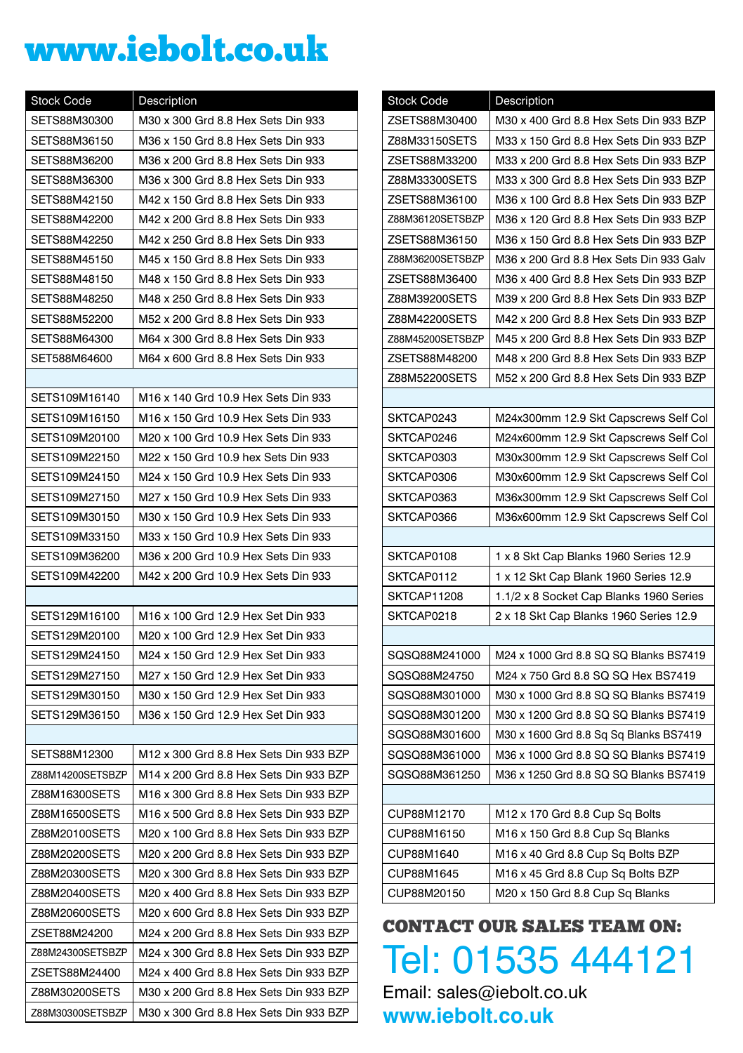# www.iebolt.co.uk

| Stock Code | Description |
|---|---|
| SETS88M30300 | M30 x 300 Grd 8.8 Hex Sets Din 933 |
| SETS88M36150 | M36 x 150 Grd 8.8 Hex Sets Din 933 |
| SETS88M36200 | M36 x 200 Grd 8.8 Hex Sets Din 933 |
| SETS88M36300 | M36 x 300 Grd 8.8 Hex Sets Din 933 |
| SETS88M42150 | M42 x 150 Grd 8.8 Hex Sets Din 933 |
| SETS88M42200 | M42 x 200 Grd 8.8 Hex Sets Din 933 |
| SETS88M42250 | M42 x 250 Grd 8.8 Hex Sets Din 933 |
| SETS88M45150 | M45 x 150 Grd 8.8 Hex Sets Din 933 |
| SETS88M48150 | M48 x 150 Grd 8.8 Hex Sets Din 933 |
| SETS88M48250 | M48 x 250 Grd 8.8 Hex Sets Din 933 |
| SETS88M52200 | M52 x 200 Grd 8.8 Hex Sets Din 933 |
| SETS88M64300 | M64 x 300 Grd 8.8 Hex Sets Din 933 |
| SET588M64600 | M64 x 600 Grd 8.8 Hex Sets Din 933 |
| | |
| SETS109M16140 | M16 x 140 Grd 10.9 Hex Sets Din 933 |
| SETS109M16150 | M16 x 150 Grd 10.9 Hex Sets Din 933 |
| SETS109M20100 | M20 x 100 Grd 10.9 Hex Sets Din 933 |
| SETS109M22150 | M22 x 150 Grd 10.9 hex Sets Din 933 |
| SETS109M24150 | M24 x 150 Grd 10.9 Hex Sets Din 933 |
| SETS109M27150 | M27 x 150 Grd 10.9 Hex Sets Din 933 |
| SETS109M30150 | M30 x 150 Grd 10.9 Hex Sets Din 933 |
| SETS109M33150 | M33 x 150 Grd 10.9 Hex Sets Din 933 |
| SETS109M36200 | M36 x 200 Grd 10.9 Hex Sets Din 933 |
| SETS109M42200 | M42 x 200 Grd 10.9 Hex Sets Din 933 |
| | |
| SETS129M16100 | M16 x 100 Grd 12.9 Hex Set Din 933 |
| SETS129M20100 | M20 x 100 Grd 12.9 Hex Set Din 933 |
| SETS129M24150 | M24 x 150 Grd 12.9 Hex Set Din 933 |
| SETS129M27150 | M27 x 150 Grd 12.9 Hex Set Din 933 |
| SETS129M30150 | M30 x 150 Grd 12.9 Hex Set Din 933 |
| SETS129M36150 | M36 x 150 Grd 12.9 Hex Set Din 933 |
| | |
| SETS88M12300 | M12 x 300 Grd 8.8 Hex Sets Din 933 BZP |
| Z88M14200SETSBZP | M14 x 200 Grd 8.8 Hex Sets Din 933 BZP |
| Z88M16300SETS | M16 x 300 Grd 8.8 Hex Sets Din 933 BZP |
| Z88M16500SETS | M16 x 500 Grd 8.8 Hex Sets Din 933 BZP |
| Z88M20100SETS | M20 x 100 Grd 8.8 Hex Sets Din 933 BZP |
| Z88M20200SETS | M20 x 200 Grd 8.8 Hex Sets Din 933 BZP |
| Z88M20300SETS | M20 x 300 Grd 8.8 Hex Sets Din 933 BZP |
| Z88M20400SETS | M20 x 400 Grd 8.8 Hex Sets Din 933 BZP |
| Z88M20600SETS | M20 x 600 Grd 8.8 Hex Sets Din 933 BZP |
| ZSET88M24200 | M24 x 200 Grd 8.8 Hex Sets Din 933 BZP |
| Z88M24300SETSBZP | M24 x 300 Grd 8.8 Hex Sets Din 933 BZP |
| ZSETS88M24400 | M24 x 400 Grd 8.8 Hex Sets Din 933 BZP |
| Z88M30200SETS | M30 x 200 Grd 8.8 Hex Sets Din 933 BZP |
| Z88M30300SETSBZP | M30 x 300 Grd 8.8 Hex Sets Din 933 BZP |

| Stock Code | Description |
|---|---|
| ZSETS88M30400 | M30 x 400 Grd 8.8 Hex Sets Din 933 BZP |
| Z88M33150SETS | M33 x 150 Grd 8.8 Hex Sets Din 933 BZP |
| ZSETS88M33200 | M33 x 200 Grd 8.8 Hex Sets Din 933 BZP |
| Z88M33300SETS | M33 x 300 Grd 8.8 Hex Sets Din 933 BZP |
| ZSETS88M36100 | M36 x 100 Grd 8.8 Hex Sets Din 933 BZP |
| Z88M36120SETSBZP | M36 x 120 Grd 8.8 Hex Sets Din 933 BZP |
| ZSETS88M36150 | M36 x 150 Grd 8.8 Hex Sets Din 933 BZP |
| Z88M36200SETSBZP | M36 x 200 Grd 8.8 Hex Sets Din 933 Galv |
| ZSETS88M36400 | M36 x 400 Grd 8.8 Hex Sets Din 933 BZP |
| Z88M39200SETS | M39 x 200 Grd 8.8 Hex Sets Din 933 BZP |
| Z88M42200SETS | M42 x 200 Grd 8.8 Hex Sets Din 933 BZP |
| Z88M45200SETSBZP | M45 x 200 Grd 8.8 Hex Sets Din 933 BZP |
| ZSETS88M48200 | M48 x 200 Grd 8.8 Hex Sets Din 933 BZP |
| Z88M52200SETS | M52 x 200 Grd 8.8 Hex Sets Din 933 BZP |
| | |
| SKTCAP0243 | M24x300mm 12.9 Skt Capscrews Self Col |
| SKTCAP0246 | M24x600mm 12.9 Skt Capscrews Self Col |
| SKTCAP0303 | M30x300mm 12.9 Skt Capscrews Self Col |
| SKTCAP0306 | M30x600mm 12.9 Skt Capscrews Self Col |
| SKTCAP0363 | M36x300mm 12.9 Skt Capscrews Self Col |
| SKTCAP0366 | M36x600mm 12.9 Skt Capscrews Self Col |
| | |
| SKTCAP0108 | 1 x 8 Skt Cap Blanks 1960 Series 12.9 |
| SKTCAP0112 | 1 x 12 Skt Cap Blank 1960 Series 12.9 |
| SKTCAP11208 | 1.1/2 x 8 Socket Cap Blanks 1960 Series |
| SKTCAP0218 | 2 x 18 Skt Cap Blanks 1960 Series 12.9 |
| | |
| SQSQ88M241000 | M24 x 1000 Grd 8.8 SQ SQ Blanks BS7419 |
| SQSQ88M24750 | M24 x 750 Grd 8.8 SQ SQ Hex BS7419 |
| SQSQ88M301000 | M30 x 1000 Grd 8.8 SQ SQ Blanks BS7419 |
| SQSQ88M301200 | M30 x 1200 Grd 8.8 SQ SQ Blanks BS7419 |
| SQSQ88M301600 | M30 x 1600 Grd 8.8 Sq Sq Blanks BS7419 |
| SQSQ88M361000 | M36 x 1000 Grd 8.8 SQ SQ Blanks BS7419 |
| SQSQ88M361250 | M36 x 1250 Grd 8.8 SQ SQ Blanks BS7419 |
| | |
| CUP88M12170 | M12 x 170 Grd 8.8 Cup Sq Bolts |
| CUP88M16150 | M16 x 150 Grd 8.8 Cup Sq Blanks |
| CUP88M1640 | M16 x 40 Grd 8.8 Cup Sq Bolts BZP |
| CUP88M1645 | M16 x 45 Grd 8.8 Cup Sq Bolts BZP |
| CUP88M20150 | M20 x 150 Grd 8.8 Cup Sq Blanks |

## CONTACT OUR SALES TEAM ON:

Tel: 01535 444121

Email: sales@iebolt.co.uk

**www.iebolt.co.uk**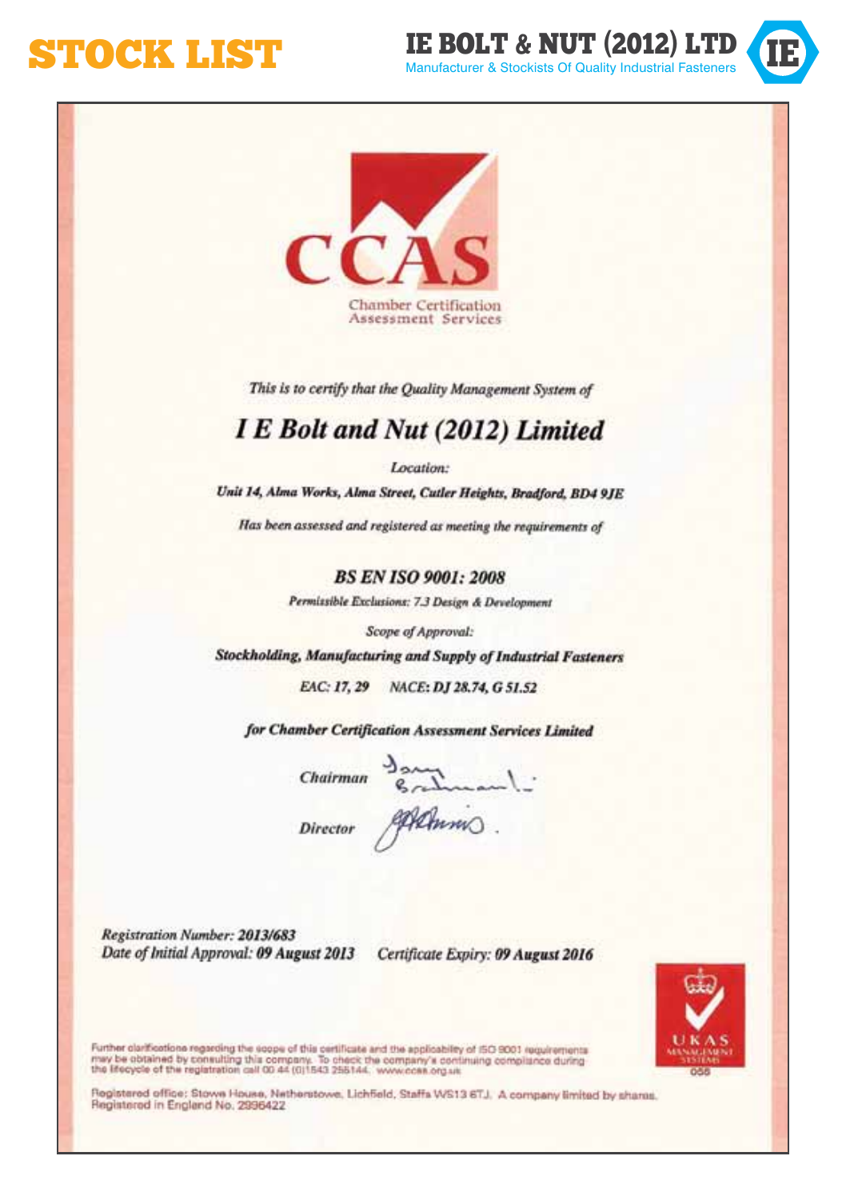# STOCK LIST

**IE BOLT & NUT (2012) LTD**
Manufacturer & Stockists Of Quality Industrial Fasteners

**CCAS**
Chamber Certification Assessment Services

*This is to certify that the Quality Management System of*

## *I E Bolt and Nut (2012) Limited*

*Location:*

***Unit 14, Alma Works, Alma Street, Cutler Heights, Bradford, BD4 9JE***

*Has been assessed and registered as meeting the requirements of*

### *BS EN ISO 9001: 2008*

***Permissible Exclusions: 7.3 Design & Development***

*Scope of Approval:*

***Stockholding, Manufacturing and Supply of Industrial Fasteners***

*EAC: 17, 29 NACE: DJ 28.74, G 51.52*

***for Chamber Certification Assessment Services Limited***

*Chairman*

*Director*

*Registration Number:* ***2013/683***
*Date of Initial Approval:* ***09 August 2013*** *Certificate Expiry:* ***09 August 2016***

Further clarifications regarding the scope of this certificate and the applicability of ISO 9001 requirements may be obtained by consulting this company. To check the company's continuing compliance during the lifecycle of the registration call 00 44 (0)1543 255144. www.ccas.org.uk

UKAS MANAGEMENT SYSTEMS 056

Registered office: Stowe House, Netherstowe, Lichfield, Staffs WS13 6TJ. A company limited by shares. Registered in England No. 2996422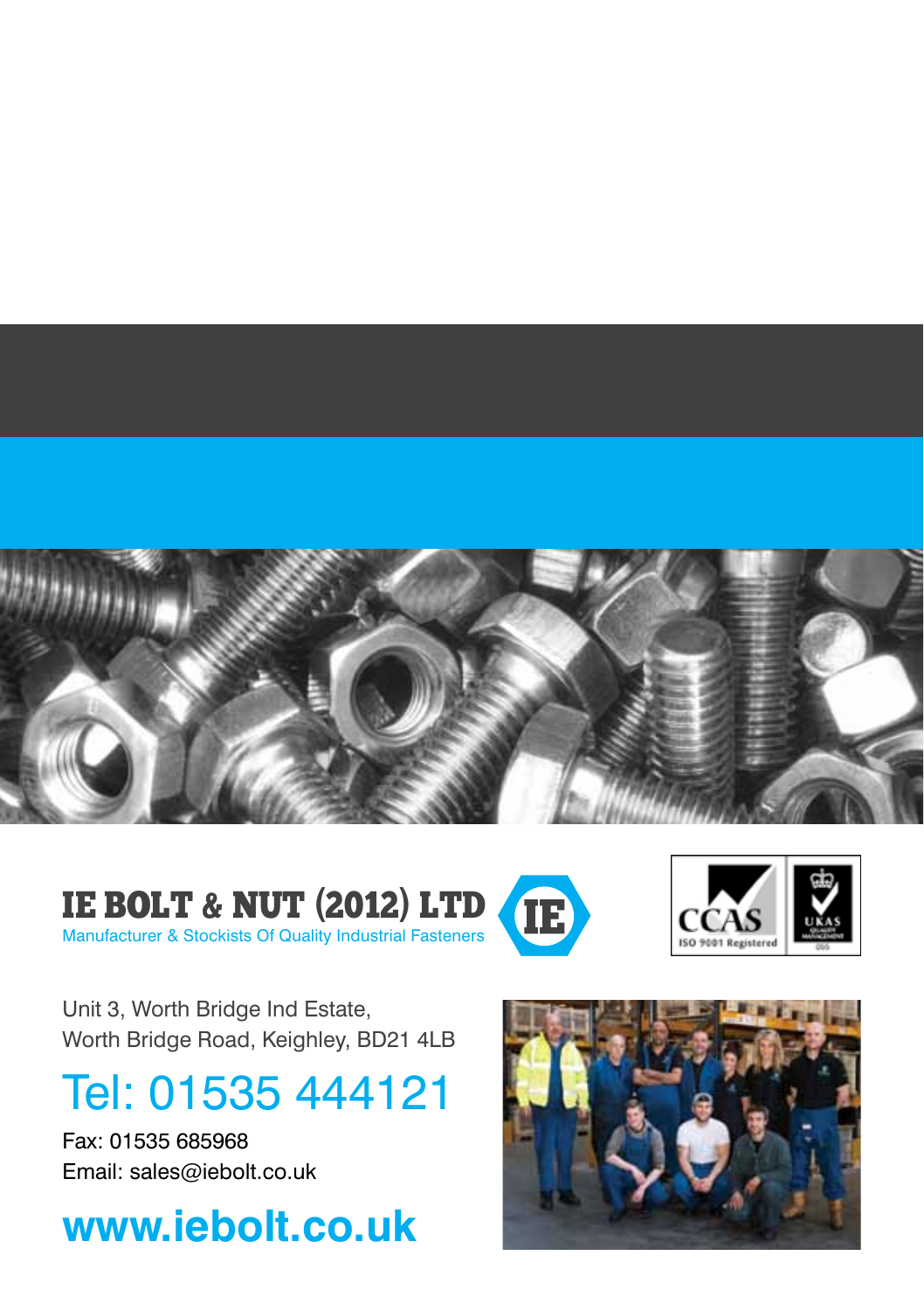# IE BOLT & NUT (2012) LTD

Manufacturer & Stockists Of Quality Industrial Fasteners

Unit 3, Worth Bridge Ind Estate,
Worth Bridge Road, Keighley, BD21 4LB

## Tel: 01535 444121

Fax: 01535 685968
Email: sales@iebolt.co.uk

## www.iebolt.co.uk